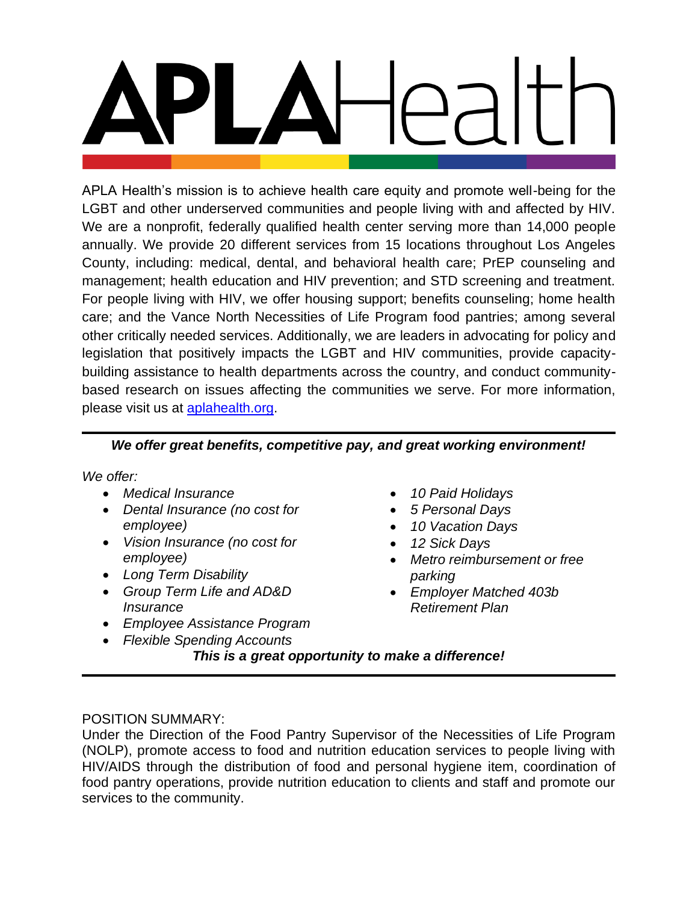# APLAHealth

APLA Health's mission is to achieve health care equity and promote well-being for the LGBT and other underserved communities and people living with and affected by HIV. We are a nonprofit, federally qualified health center serving more than 14,000 people annually. We provide 20 different services from 15 locations throughout Los Angeles County, including: medical, dental, and behavioral health care; PrEP counseling and management; health education and HIV prevention; and STD screening and treatment. For people living with HIV, we offer housing support; benefits counseling; home health care; and the Vance North Necessities of Life Program food pantries; among several other critically needed services. Additionally, we are leaders in advocating for policy and legislation that positively impacts the LGBT and HIV communities, provide capacity-building assistance to health departments across the country, and conduct community-based research on issues affecting the communities we serve. For more information, please visit us at [aplahealth.org](aplahealth.org).

---

***We offer great benefits, competitive pay, and great working environment!***

*We offer:*

- *Medical Insurance*
- *Dental Insurance (no cost for employee)*
- *Vision Insurance (no cost for employee)*
- *Long Term Disability*
- *Group Term Life and AD&D Insurance*
- *Employee Assistance Program*
- *Flexible Spending Accounts*
- *10 Paid Holidays*
- *5 Personal Days*
- *10 Vacation Days*
- *12 Sick Days*
- *Metro reimbursement or free parking*
- *Employer Matched 403b Retirement Plan*

***This is a great opportunity to make a difference!***

---

POSITION SUMMARY:

Under the Direction of the Food Pantry Supervisor of the Necessities of Life Program (NOLP), promote access to food and nutrition education services to people living with HIV/AIDS through the distribution of food and personal hygiene item, coordination of food pantry operations, provide nutrition education to clients and staff and promote our services to the community.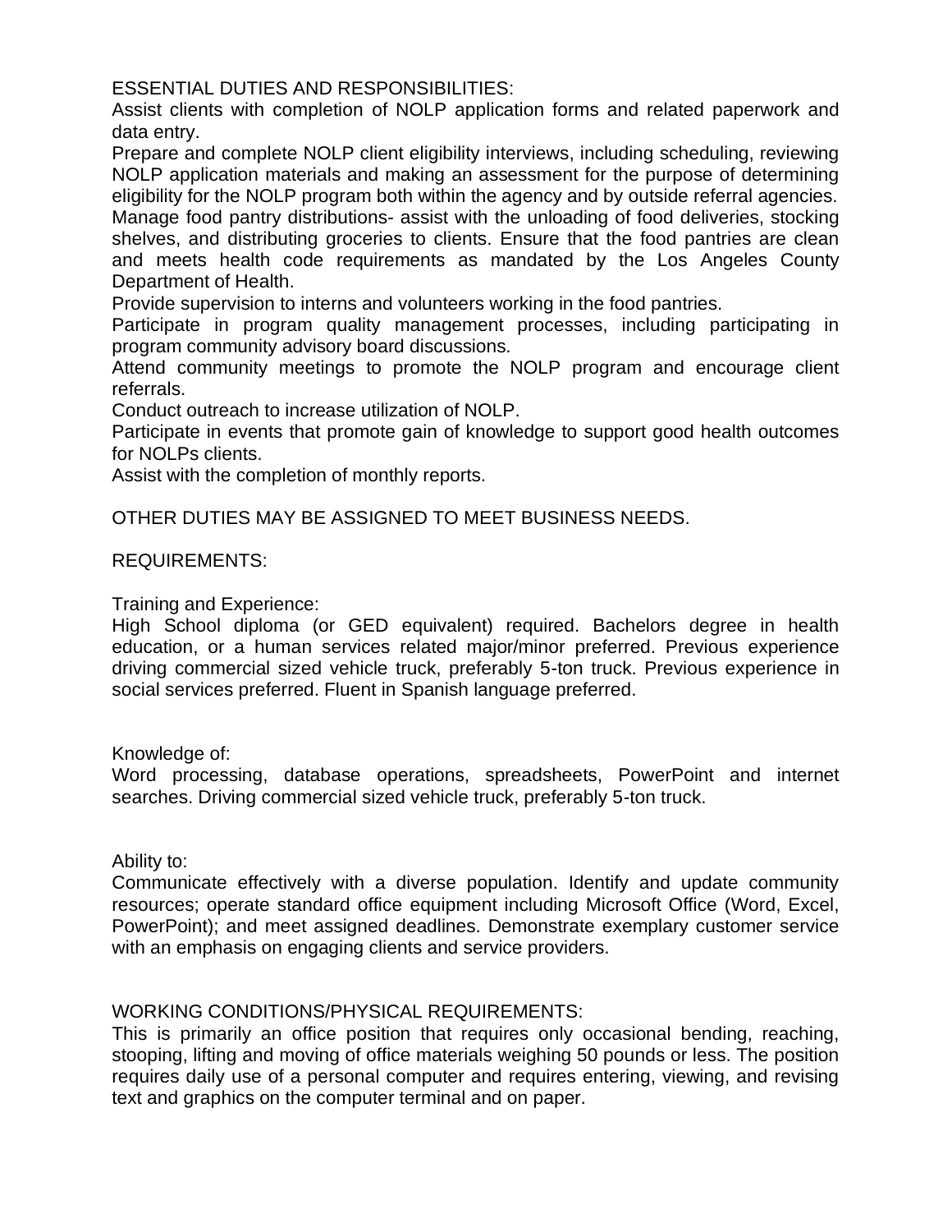ESSENTIAL DUTIES AND RESPONSIBILITIES:

Assist clients with completion of NOLP application forms and related paperwork and data entry.

Prepare and complete NOLP client eligibility interviews, including scheduling, reviewing NOLP application materials and making an assessment for the purpose of determining eligibility for the NOLP program both within the agency and by outside referral agencies.

Manage food pantry distributions- assist with the unloading of food deliveries, stocking shelves, and distributing groceries to clients. Ensure that the food pantries are clean and meets health code requirements as mandated by the Los Angeles County Department of Health.

Provide supervision to interns and volunteers working in the food pantries.

Participate in program quality management processes, including participating in program community advisory board discussions.

Attend community meetings to promote the NOLP program and encourage client referrals.

Conduct outreach to increase utilization of NOLP.

Participate in events that promote gain of knowledge to support good health outcomes for NOLPs clients.

Assist with the completion of monthly reports.

OTHER DUTIES MAY BE ASSIGNED TO MEET BUSINESS NEEDS.

REQUIREMENTS:

Training and Experience:

High School diploma (or GED equivalent) required. Bachelors degree in health education, or a human services related major/minor preferred. Previous experience driving commercial sized vehicle truck, preferably 5-ton truck. Previous experience in social services preferred. Fluent in Spanish language preferred.

Knowledge of:

Word processing, database operations, spreadsheets, PowerPoint and internet searches. Driving commercial sized vehicle truck, preferably 5-ton truck.

Ability to:

Communicate effectively with a diverse population. Identify and update community resources; operate standard office equipment including Microsoft Office (Word, Excel, PowerPoint); and meet assigned deadlines. Demonstrate exemplary customer service with an emphasis on engaging clients and service providers.

WORKING CONDITIONS/PHYSICAL REQUIREMENTS:

This is primarily an office position that requires only occasional bending, reaching, stooping, lifting and moving of office materials weighing 50 pounds or less. The position requires daily use of a personal computer and requires entering, viewing, and revising text and graphics on the computer terminal and on paper.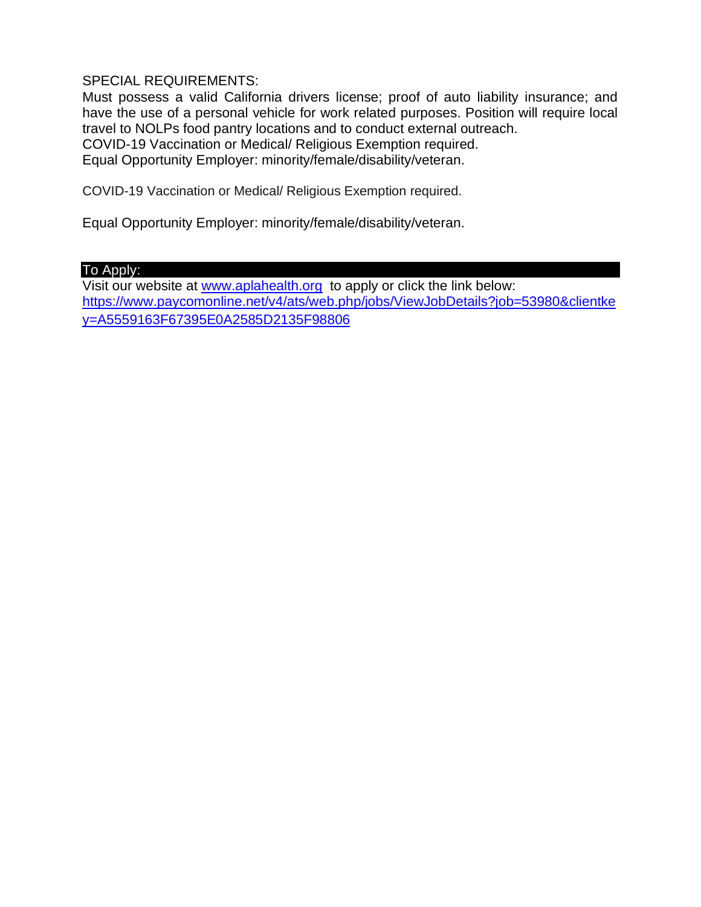SPECIAL REQUIREMENTS:

Must possess a valid California drivers license; proof of auto liability insurance; and have the use of a personal vehicle for work related purposes. Position will require local travel to NOLPs food pantry locations and to conduct external outreach.
COVID-19 Vaccination or Medical/ Religious Exemption required.
Equal Opportunity Employer: minority/female/disability/veteran.

COVID-19 Vaccination or Medical/ Religious Exemption required.

Equal Opportunity Employer: minority/female/disability/veteran.

## To Apply:

Visit our website at [www.aplahealth.org](http://www.aplahealth.org) to apply or click the link below:
[https://www.paycomonline.net/v4/ats/web.php/jobs/ViewJobDetails?job=53980&clientkey=A5559163F67395E0A2585D2135F98806](https://www.paycomonline.net/v4/ats/web.php/jobs/ViewJobDetails?job=53980&clientkey=A5559163F67395E0A2585D2135F98806)